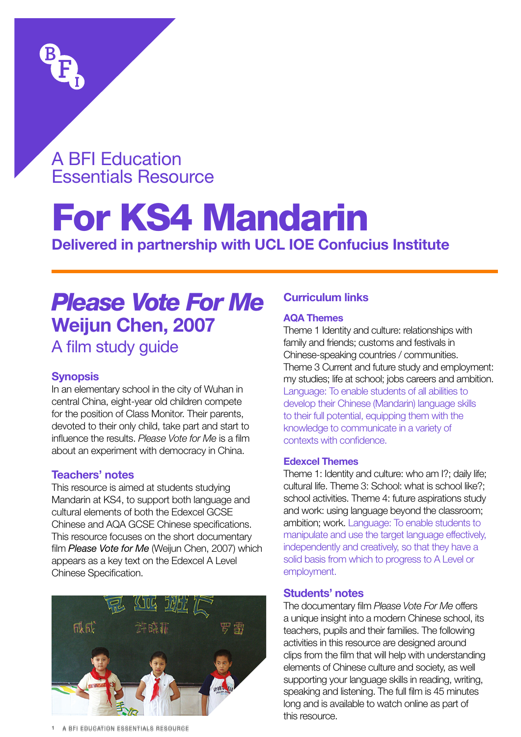A BFI Education Essentials Resource

# For KS4 Mandarin

**Delivered in partnership with UCL IOE Confucius Institute**

# *Please Vote For Me*

## Weijun Chen, 2007

## A film study guide

### Synopsis

In an elementary school in the city of Wuhan in central China, eight-year old children compete for the position of Class Monitor. Their parents, devoted to their only child, take part and start to influence the results. *Please Vote for Me* is a film about an experiment with democracy in China.

### Teachers' notes

This resource is aimed at students studying Mandarin at KS4, to support both language and cultural elements of both the Edexcel GCSE Chinese and AQA GCSE Chinese specifications. This resource focuses on the short documentary film *Please Vote for Me* (Weijun Chen, 2007) which appears as a key text on the Edexcel A Level Chinese Specification.

### Curriculum links

#### AQA Themes

Theme 1 Identity and culture: relationships with family and friends; customs and festivals in Chinese-speaking countries / communities. Theme 3 Current and future study and employment: my studies; life at school; jobs careers and ambition. Language: To enable students of all abilities to develop their Chinese (Mandarin) language skills to their full potential, equipping them with the knowledge to communicate in a variety of contexts with confidence.

#### Edexcel Themes

Theme 1: Identity and culture: who am I?; daily life; cultural life. Theme 3: School: what is school like?; school activities. Theme 4: future aspirations study and work: using language beyond the classroom; ambition; work. Language: To enable students to manipulate and use the target language effectively, independently and creatively, so that they have a solid basis from which to progress to A Level or employment.

### Students' notes

The documentary film *Please Vote For Me* offers a unique insight into a modern Chinese school, its teachers, pupils and their families. The following activities in this resource are designed around clips from the film that will help with understanding elements of Chinese culture and society, as well supporting your language skills in reading, writing, speaking and listening. The full film is 45 minutes long and is available to watch online as part of this resource.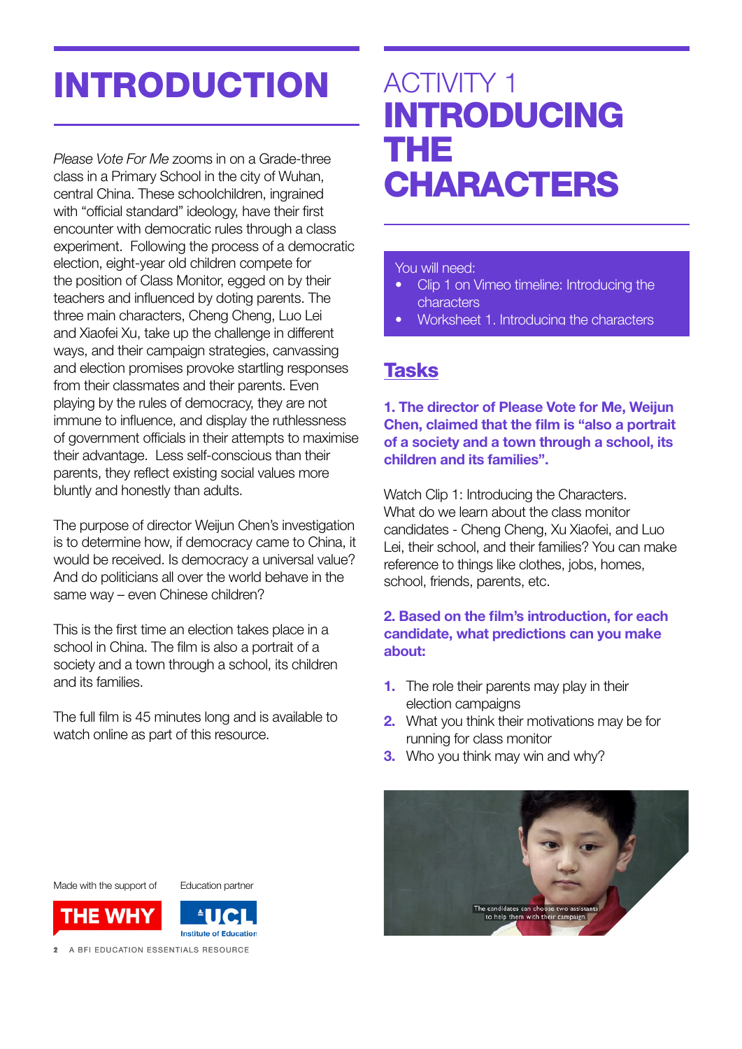# INTRODUCTION

*Please Vote For Me* zooms in on a Grade-three class in a Primary School in the city of Wuhan, central China. These schoolchildren, ingrained with "official standard" ideology, have their first encounter with democratic rules through a class experiment. Following the process of a democratic election, eight-year old children compete for the position of Class Monitor, egged on by their teachers and influenced by doting parents. The three main characters, Cheng Cheng, Luo Lei and Xiaofei Xu, take up the challenge in different ways, and their campaign strategies, canvassing and election promises provoke startling responses from their classmates and their parents. Even playing by the rules of democracy, they are not immune to influence, and display the ruthlessness of government officials in their attempts to maximise their advantage. Less self-conscious than their parents, they reflect existing social values more bluntly and honestly than adults.

The purpose of director Weijun Chen's investigation is to determine how, if democracy came to China, it would be received. Is democracy a universal value? And do politicians all over the world behave in the same way – even Chinese children?

This is the first time an election takes place in a school in China. The film is also a portrait of a society and a town through a school, its children and its families.

The full film is 45 minutes long and is available to watch online as part of this resource.

Made with the support of THE WHY

Education partner UCL Institute of Education

A BFI EDUCATION ESSENTIALS RESOURCE

# ACTIVITY 1 INTRODUCING THE CHARACTERS

You will need:

- Clip 1 on Vimeo timeline: Introducing the characters
- Worksheet 1. Introducing the characters

## Tasks

**1. The director of Please Vote for Me, Weijun Chen, claimed that the film is "also a portrait of a society and a town through a school, its children and its families".**

Watch Clip 1: Introducing the Characters. What do we learn about the class monitor candidates - Cheng Cheng, Xu Xiaofei, and Luo Lei, their school, and their families? You can make reference to things like clothes, jobs, homes, school, friends, parents, etc.

**2. Based on the film's introduction, for each candidate, what predictions can you make about:**

1. The role their parents may play in their election campaigns
2. What you think their motivations may be for running for class monitor
3. Who you think may win and why?

The candidates can choose two assistants to help them with their campaign.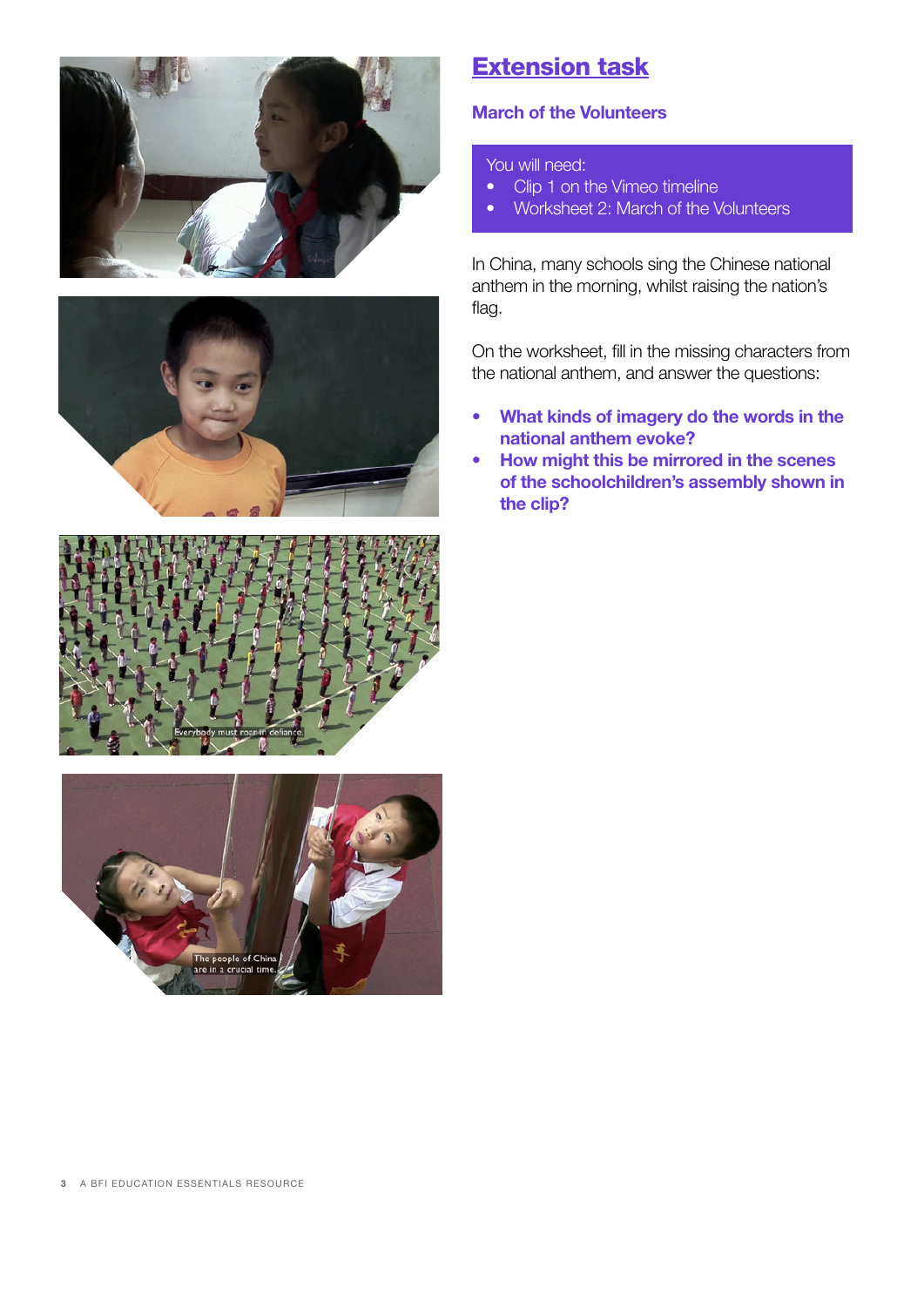## Extension task

### March of the Volunteers

You will need:

- Clip 1 on the Vimeo timeline
- Worksheet 2: March of the Volunteers

In China, many schools sing the Chinese national anthem in the morning, whilst raising the nation's flag.

On the worksheet, fill in the missing characters from the national anthem, and answer the questions:

- **What kinds of imagery do the words in the national anthem evoke?**
- **How might this be mirrored in the scenes of the schoolchildren's assembly shown in the clip?**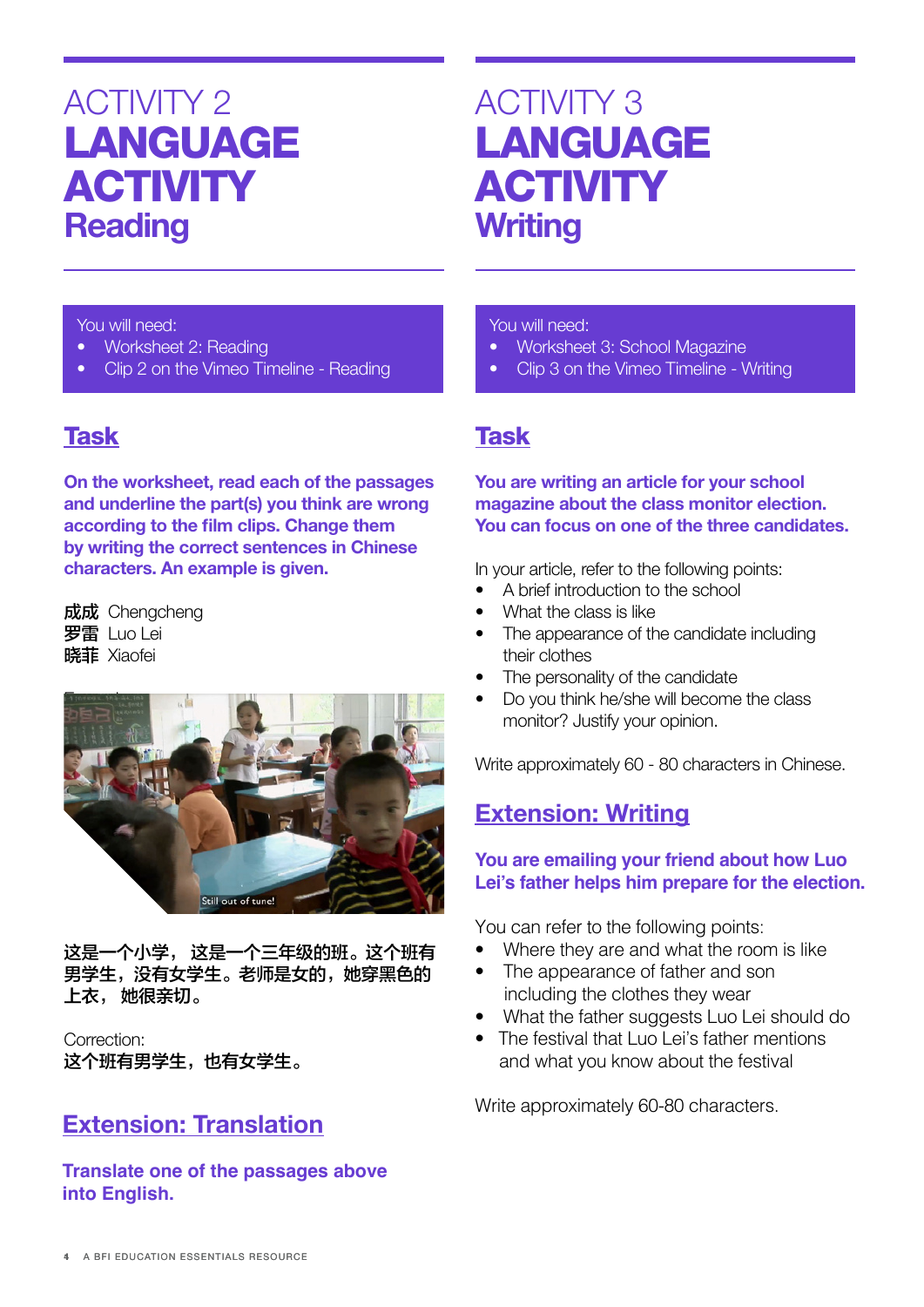# ACTIVITY 2 LANGUAGE ACTIVITY Reading

You will need:

- Worksheet 2: Reading
- Clip 2 on the Vimeo Timeline - Reading

## Task

**On the worksheet, read each of the passages and underline the part(s) you think are wrong according to the film clips. Change them by writing the correct sentences in Chinese characters. An example is given.**

**成成** Chengcheng
**罗雷** Luo Lei
**晓菲** Xiaofei

Still out of tune!

**这是一个小学， 这是一个三年级的班。这个班有男学生，没有女学生。老师是女的，她穿黑色的上衣， 她很亲切。**

Correction:
**这个班有男学生，也有女学生。**

## Extension: Translation

**Translate one of the passages above into English.**

# ACTIVITY 3 LANGUAGE ACTIVITY Writing

You will need:

- Worksheet 3: School Magazine
- Clip 3 on the Vimeo Timeline - Writing

## Task

**You are writing an article for your school magazine about the class monitor election. You can focus on one of the three candidates.**

In your article, refer to the following points:

- A brief introduction to the school
- What the class is like
- The appearance of the candidate including their clothes
- The personality of the candidate
- Do you think he/she will become the class monitor? Justify your opinion.

Write approximately 60 - 80 characters in Chinese.

## Extension: Writing

**You are emailing your friend about how Luo Lei's father helps him prepare for the election.**

You can refer to the following points:

- Where they are and what the room is like
- The appearance of father and son including the clothes they wear
- What the father suggests Luo Lei should do
- The festival that Luo Lei's father mentions and what you know about the festival

Write approximately 60-80 characters.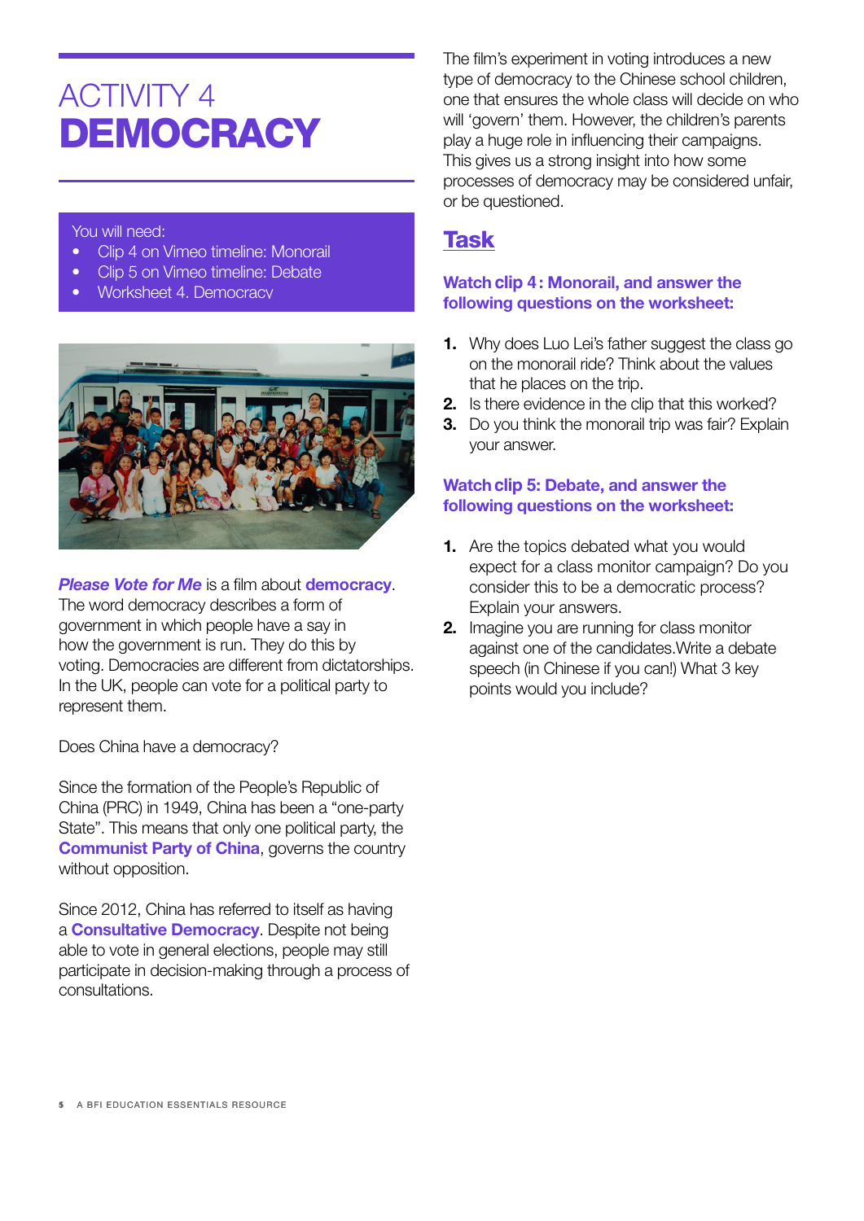# ACTIVITY 4 **DEMOCRACY**

You will need:

- Clip 4 on Vimeo timeline: Monorail
- Clip 5 on Vimeo timeline: Debate
- Worksheet 4. Democracy

***Please Vote for Me*** is a film about **democracy**. The word democracy describes a form of government in which people have a say in how the government is run. They do this by voting. Democracies are different from dictatorships. In the UK, people can vote for a political party to represent them.

Does China have a democracy?

Since the formation of the People's Republic of China (PRC) in 1949, China has been a "one-party State". This means that only one political party, the **Communist Party of China**, governs the country without opposition.

Since 2012, China has referred to itself as having a **Consultative Democracy**. Despite not being able to vote in general elections, people may still participate in decision-making through a process of consultations.

The film's experiment in voting introduces a new type of democracy to the Chinese school children, one that ensures the whole class will decide on who will 'govern' them. However, the children's parents play a huge role in influencing their campaigns. This gives us a strong insight into how some processes of democracy may be considered unfair, or be questioned.

## Task

### Watch clip 4 : Monorail, and answer the following questions on the worksheet:

1. Why does Luo Lei's father suggest the class go on the monorail ride? Think about the values that he places on the trip.
2. Is there evidence in the clip that this worked?
3. Do you think the monorail trip was fair? Explain your answer.

### Watch clip 5: Debate, and answer the following questions on the worksheet:

1. Are the topics debated what you would expect for a class monitor campaign? Do you consider this to be a democratic process? Explain your answers.
2. Imagine you are running for class monitor against one of the candidates.Write a debate speech (in Chinese if you can!) What 3 key points would you include?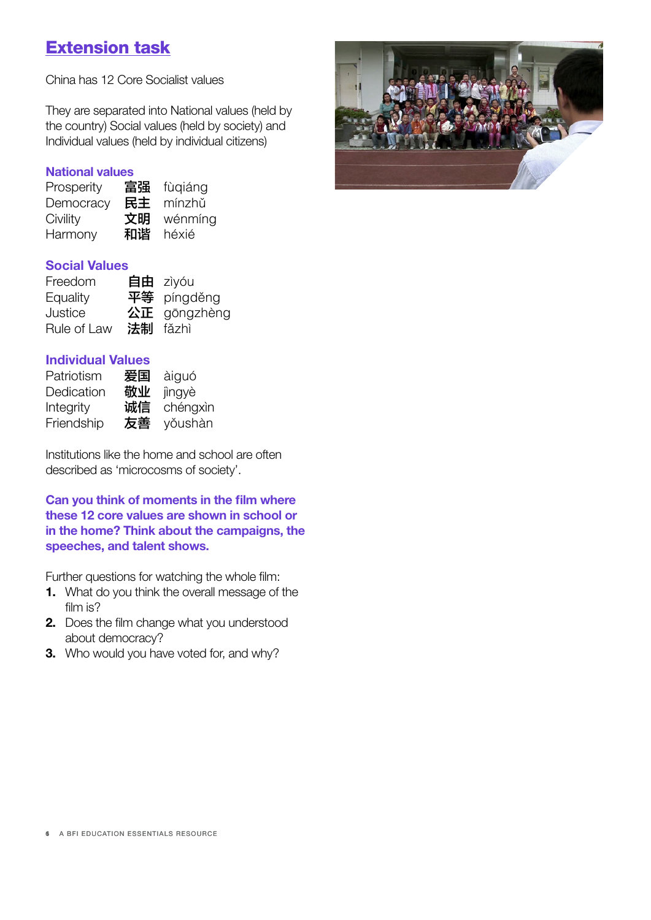# Extension task

China has 12 Core Socialist values

They are separated into National values (held by the country) Social values (held by society) and Individual values (held by individual citizens)

### National values

| | | |
|---|---|---|
| Prosperity | 富强 | fùqiáng |
| Democracy | 民主 | mínzhǔ |
| Civility | 文明 | wénmíng |
| Harmony | 和谐 | héxié |

### Social Values

| | | |
|---|---|---|
| Freedom | 自由 | zìyóu |
| Equality | 平等 | píngděng |
| Justice | 公正 | gōngzhèng |
| Rule of Law | 法制 | fǎzhì |

### Individual Values

| | | |
|---|---|---|
| Patriotism | 爱国 | àiguó |
| Dedication | 敬业 | jìngyè |
| Integrity | 诚信 | chéngxìn |
| Friendship | 友善 | yǒushàn |

Institutions like the home and school are often described as 'microcosms of society'.

**Can you think of moments in the film where these 12 core values are shown in school or in the home? Think about the campaigns, the speeches, and talent shows.**

Further questions for watching the whole film:

1. What do you think the overall message of the film is?
2. Does the film change what you understood about democracy?
3. Who would you have voted for, and why?